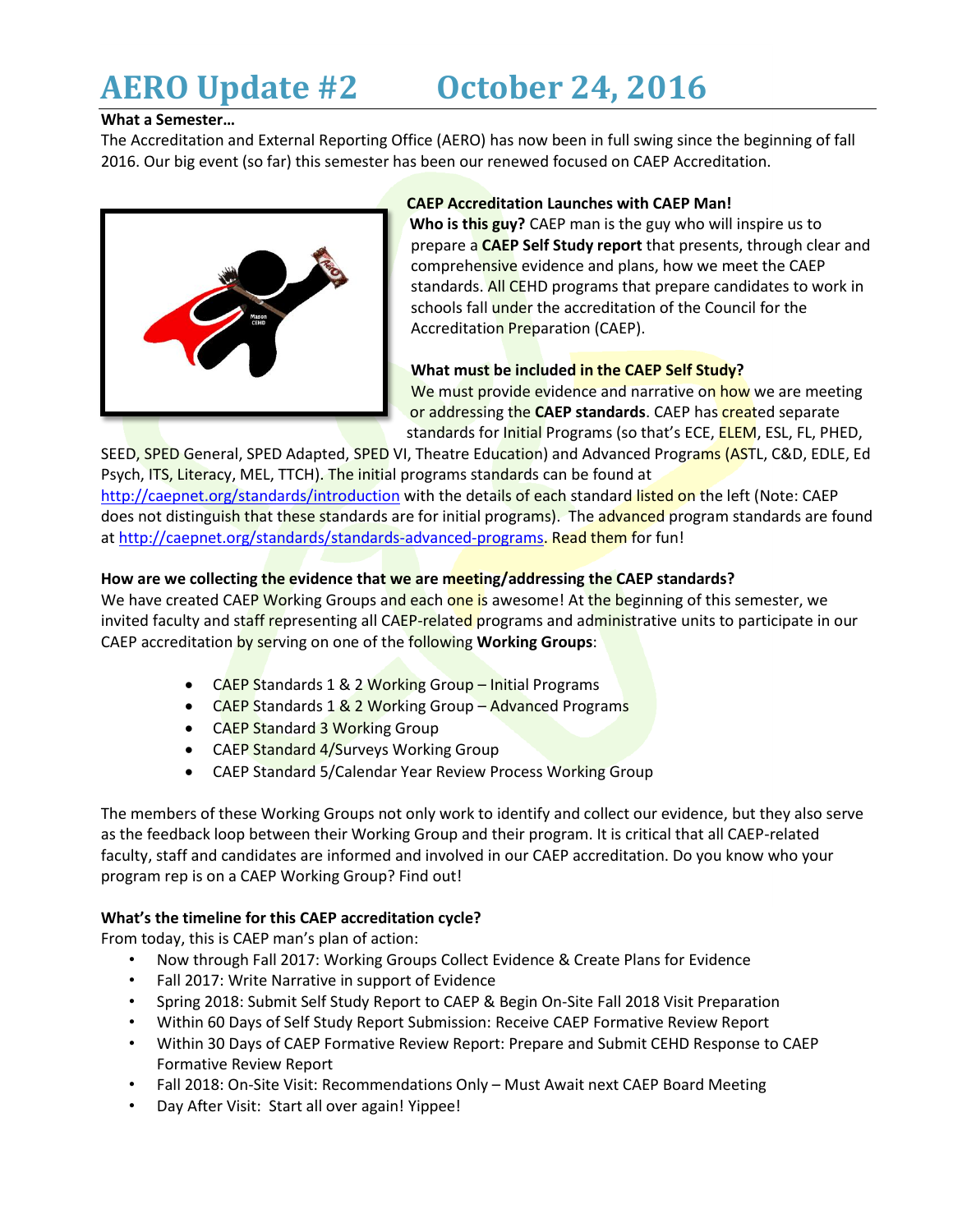# AERO Update #2 October 24, 2016

**What a Semester…**

The Accreditation and External Reporting Office (AERO) has now been in full swing since the beginning of fall 2016. Our big event (so far) this semester has been our renewed focused on CAEP Accreditation.

**CAEP Accreditation Launches with CAEP Man!**

**Who is this guy?** CAEP man is the guy who will inspire us to prepare a **CAEP Self Study report** that presents, through clear and comprehensive evidence and plans, how we meet the CAEP standards. All CEHD programs that prepare candidates to work in schools fall under the accreditation of the Council for the Accreditation Preparation (CAEP).

**What must be included in the CAEP Self Study?**

We must provide evidence and narrative on how we are meeting or addressing the **CAEP standards**. CAEP has created separate standards for Initial Programs (so that's ECE, ELEM, ESL, FL, PHED, SEED, SPED General, SPED Adapted, SPED VI, Theatre Education) and Advanced Programs (ASTL, C&D, EDLE, Ed Psych, ITS, Literacy, MEL, TTCH). The initial programs standards can be found at http://caepnet.org/standards/introduction with the details of each standard listed on the left (Note: CAEP does not distinguish that these standards are for initial programs). The advanced program standards are found at http://caepnet.org/standards/standards-advanced-programs. Read them for fun!

**How are we collecting the evidence that we are meeting/addressing the CAEP standards?**

We have created CAEP Working Groups and each one is awesome! At the beginning of this semester, we invited faculty and staff representing all CAEP-related programs and administrative units to participate in our CAEP accreditation by serving on one of the following **Working Groups**:

- CAEP Standards 1 & 2 Working Group – Initial Programs
- CAEP Standards 1 & 2 Working Group – Advanced Programs
- CAEP Standard 3 Working Group
- CAEP Standard 4/Surveys Working Group
- CAEP Standard 5/Calendar Year Review Process Working Group

The members of these Working Groups not only work to identify and collect our evidence, but they also serve as the feedback loop between their Working Group and their program. It is critical that all CAEP-related faculty, staff and candidates are informed and involved in our CAEP accreditation. Do you know who your program rep is on a CAEP Working Group? Find out!

**What's the timeline for this CAEP accreditation cycle?**

From today, this is CAEP man's plan of action:

- Now through Fall 2017: Working Groups Collect Evidence & Create Plans for Evidence
- Fall 2017: Write Narrative in support of Evidence
- Spring 2018: Submit Self Study Report to CAEP & Begin On-Site Fall 2018 Visit Preparation
- Within 60 Days of Self Study Report Submission: Receive CAEP Formative Review Report
- Within 30 Days of CAEP Formative Review Report: Prepare and Submit CEHD Response to CAEP Formative Review Report
- Fall 2018: On-Site Visit: Recommendations Only – Must Await next CAEP Board Meeting
- Day After Visit: Start all over again! Yippee!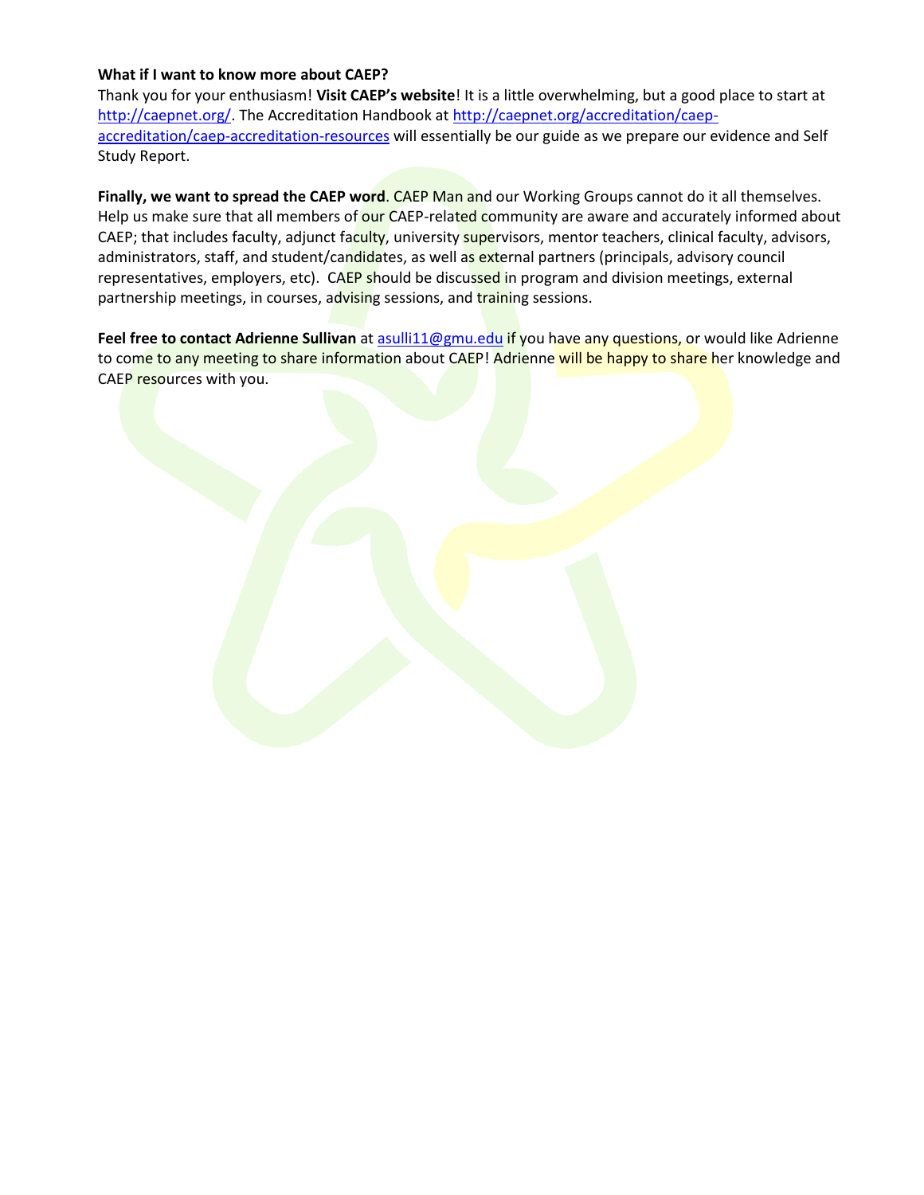**What if I want to know more about CAEP?**

Thank you for your enthusiasm! **Visit CAEP's website**! It is a little overwhelming, but a good place to start at http://caepnet.org/. The Accreditation Handbook at http://caepnet.org/accreditation/caep-accreditation/caep-accreditation-resources will essentially be our guide as we prepare our evidence and Self Study Report.

**Finally, we want to spread the CAEP word**. CAEP Man and our Working Groups cannot do it all themselves. Help us make sure that all members of our CAEP-related community are aware and accurately informed about CAEP; that includes faculty, adjunct faculty, university supervisors, mentor teachers, clinical faculty, advisors, administrators, staff, and student/candidates, as well as external partners (principals, advisory council representatives, employers, etc). CAEP should be discussed in program and division meetings, external partnership meetings, in courses, advising sessions, and training sessions.

**Feel free to contact Adrienne Sullivan** at asulli11@gmu.edu if you have any questions, or would like Adrienne to come to any meeting to share information about CAEP! Adrienne will be happy to share her knowledge and CAEP resources with you.